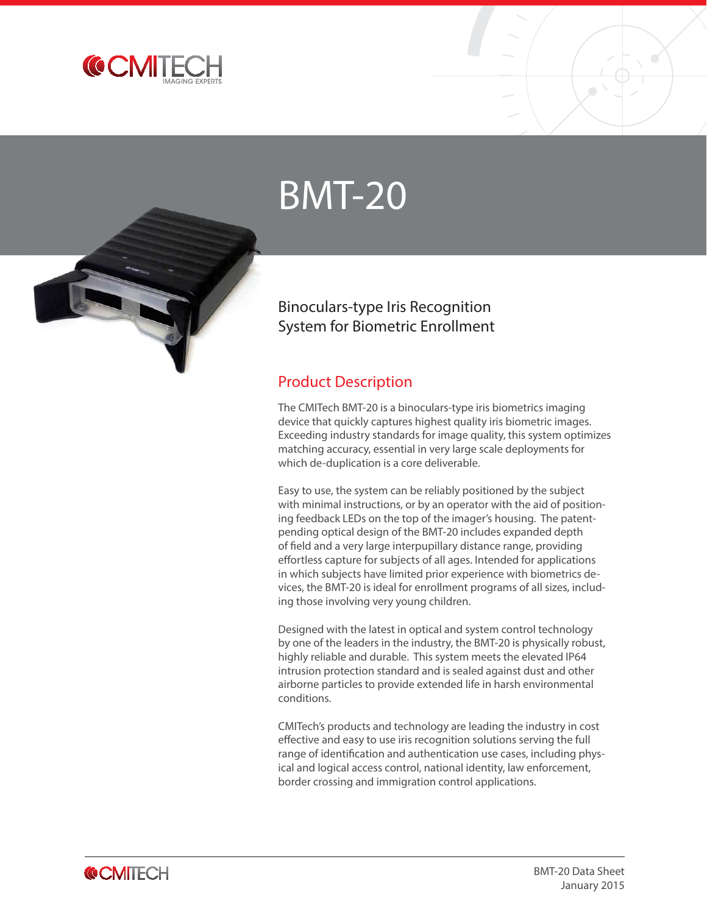# BMT-20

## Binoculars-type Iris Recognition System for Biometric Enrollment

### Product Description

The CMITech BMT-20 is a binoculars-type iris biometrics imaging device that quickly captures highest quality iris biometric images. Exceeding industry standards for image quality, this system optimizes matching accuracy, essential in very large scale deployments for which de-duplication is a core deliverable.

Easy to use, the system can be reliably positioned by the subject with minimal instructions, or by an operator with the aid of positioning feedback LEDs on the top of the imager's housing. The patent-pending optical design of the BMT-20 includes expanded depth of field and a very large interpupillary distance range, providing effortless capture for subjects of all ages. Intended for applications in which subjects have limited prior experience with biometrics devices, the BMT-20 is ideal for enrollment programs of all sizes, including those involving very young children.

Designed with the latest in optical and system control technology by one of the leaders in the industry, the BMT-20 is physically robust, highly reliable and durable. This system meets the elevated IP64 intrusion protection standard and is sealed against dust and other airborne particles to provide extended life in harsh environmental conditions.

CMITech's products and technology are leading the industry in cost effective and easy to use iris recognition solutions serving the full range of identification and authentication use cases, including physical and logical access control, national identity, law enforcement, border crossing and immigration control applications.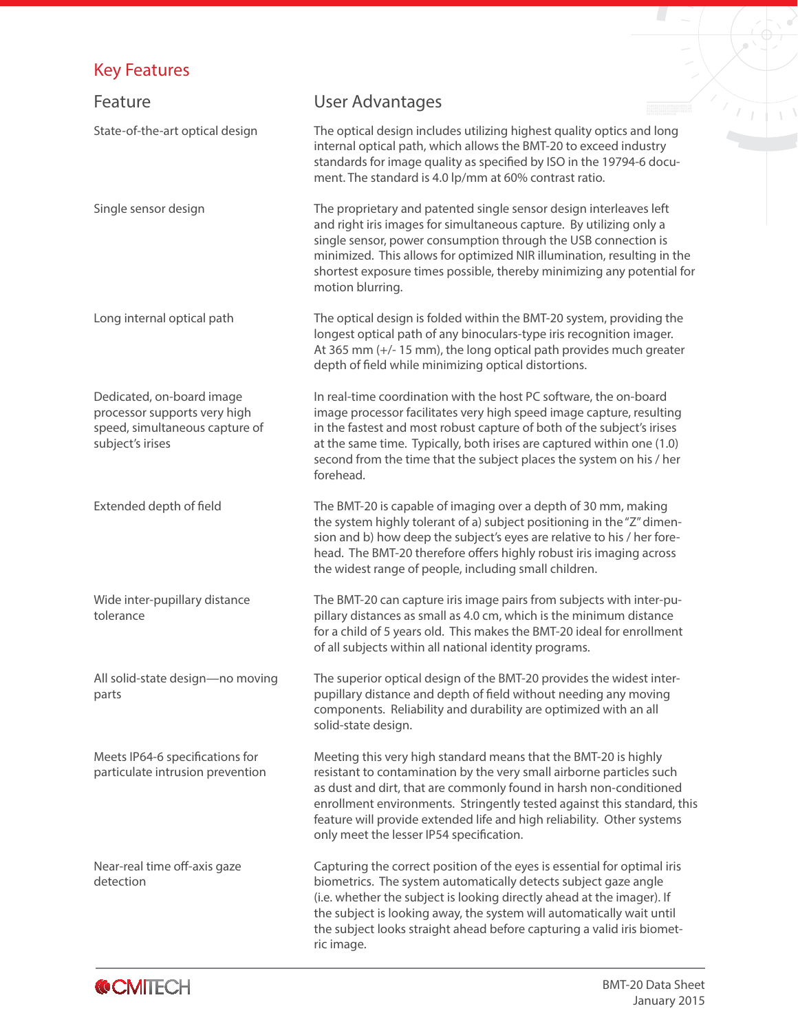## Key Features

| Feature | User Advantages |
|---|---|
| State-of-the-art optical design | The optical design includes utilizing highest quality optics and long internal optical path, which allows the BMT-20 to exceed industry standards for image quality as specified by ISO in the 19794-6 document. The standard is 4.0 lp/mm at 60% contrast ratio. |
| Single sensor design | The proprietary and patented single sensor design interleaves left and right iris images for simultaneous capture. By utilizing only a single sensor, power consumption through the USB connection is minimized. This allows for optimized NIR illumination, resulting in the shortest exposure times possible, thereby minimizing any potential for motion blurring. |
| Long internal optical path | The optical design is folded within the BMT-20 system, providing the longest optical path of any binoculars-type iris recognition imager. At 365 mm (+/- 15 mm), the long optical path provides much greater depth of field while minimizing optical distortions. |
| Dedicated, on-board image processor supports very high speed, simultaneous capture of subject's irises | In real-time coordination with the host PC software, the on-board image processor facilitates very high speed image capture, resulting in the fastest and most robust capture of both of the subject's irises at the same time. Typically, both irises are captured within one (1.0) second from the time that the subject places the system on his / her forehead. |
| Extended depth of field | The BMT-20 is capable of imaging over a depth of 30 mm, making the system highly tolerant of a) subject positioning in the "Z" dimension and b) how deep the subject's eyes are relative to his / her forehead. The BMT-20 therefore offers highly robust iris imaging across the widest range of people, including small children. |
| Wide inter-pupillary distance tolerance | The BMT-20 can capture iris image pairs from subjects with inter-pupillary distances as small as 4.0 cm, which is the minimum distance for a child of 5 years old. This makes the BMT-20 ideal for enrollment of all subjects within all national identity programs. |
| All solid-state design—no moving parts | The superior optical design of the BMT-20 provides the widest inter-pupillary distance and depth of field without needing any moving components. Reliability and durability are optimized with an all solid-state design. |
| Meets IP64-6 specifications for particulate intrusion prevention | Meeting this very high standard means that the BMT-20 is highly resistant to contamination by the very small airborne particles such as dust and dirt, that are commonly found in harsh non-conditioned enrollment environments. Stringently tested against this standard, this feature will provide extended life and high reliability. Other systems only meet the lesser IP54 specification. |
| Near-real time off-axis gaze detection | Capturing the correct position of the eyes is essential for optimal iris biometrics. The system automatically detects subject gaze angle (i.e. whether the subject is looking directly ahead at the imager). If the subject is looking away, the system will automatically wait until the subject looks straight ahead before capturing a valid iris biometric image. |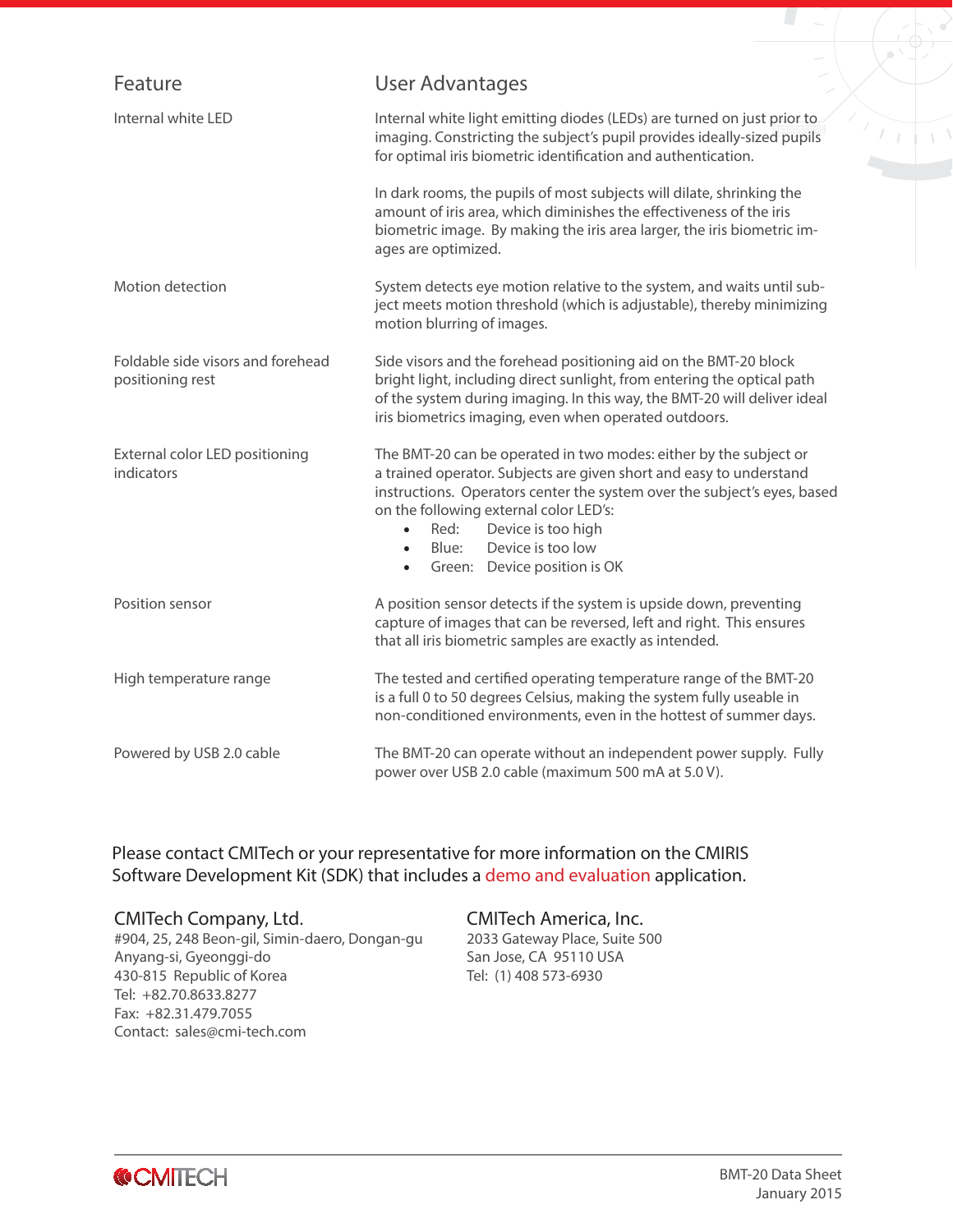| Feature | User Advantages |
|---|---|
| Internal white LED | Internal white light emitting diodes (LEDs) are turned on just prior to imaging. Constricting the subject's pupil provides ideally-sized pupils for optimal iris biometric identification and authentication.<br><br>In dark rooms, the pupils of most subjects will dilate, shrinking the amount of iris area, which diminishes the effectiveness of the iris biometric image. By making the iris area larger, the iris biometric images are optimized. |
| Motion detection | System detects eye motion relative to the system, and waits until subject meets motion threshold (which is adjustable), thereby minimizing motion blurring of images. |
| Foldable side visors and forehead positioning rest | Side visors and the forehead positioning aid on the BMT-20 block bright light, including direct sunlight, from entering the optical path of the system during imaging. In this way, the BMT-20 will deliver ideal iris biometrics imaging, even when operated outdoors. |
| External color LED positioning indicators | The BMT-20 can be operated in two modes: either by the subject or a trained operator. Subjects are given short and easy to understand instructions. Operators center the system over the subject's eyes, based on the following external color LED's:<br>• Red: Device is too high<br>• Blue: Device is too low<br>• Green: Device position is OK |
| Position sensor | A position sensor detects if the system is upside down, preventing capture of images that can be reversed, left and right. This ensures that all iris biometric samples are exactly as intended. |
| High temperature range | The tested and certified operating temperature range of the BMT-20 is a full 0 to 50 degrees Celsius, making the system fully useable in non-conditioned environments, even in the hottest of summer days. |
| Powered by USB 2.0 cable | The BMT-20 can operate without an independent power supply. Fully power over USB 2.0 cable (maximum 500 mA at 5.0 V). |

Please contact CMITech or your representative for more information on the CMIRIS Software Development Kit (SDK) that includes a demo and evaluation application.

**CMITech Company, Ltd.**
#904, 25, 248 Beon-gil, Simin-daero, Dongan-gu
Anyang-si, Gyeonggi-do
430-815 Republic of Korea
Tel: +82.70.8633.8277
Fax: +82.31.479.7055
Contact: sales@cmi-tech.com

**CMITech America, Inc.**
2033 Gateway Place, Suite 500
San Jose, CA 95110 USA
Tel: (1) 408 573-6930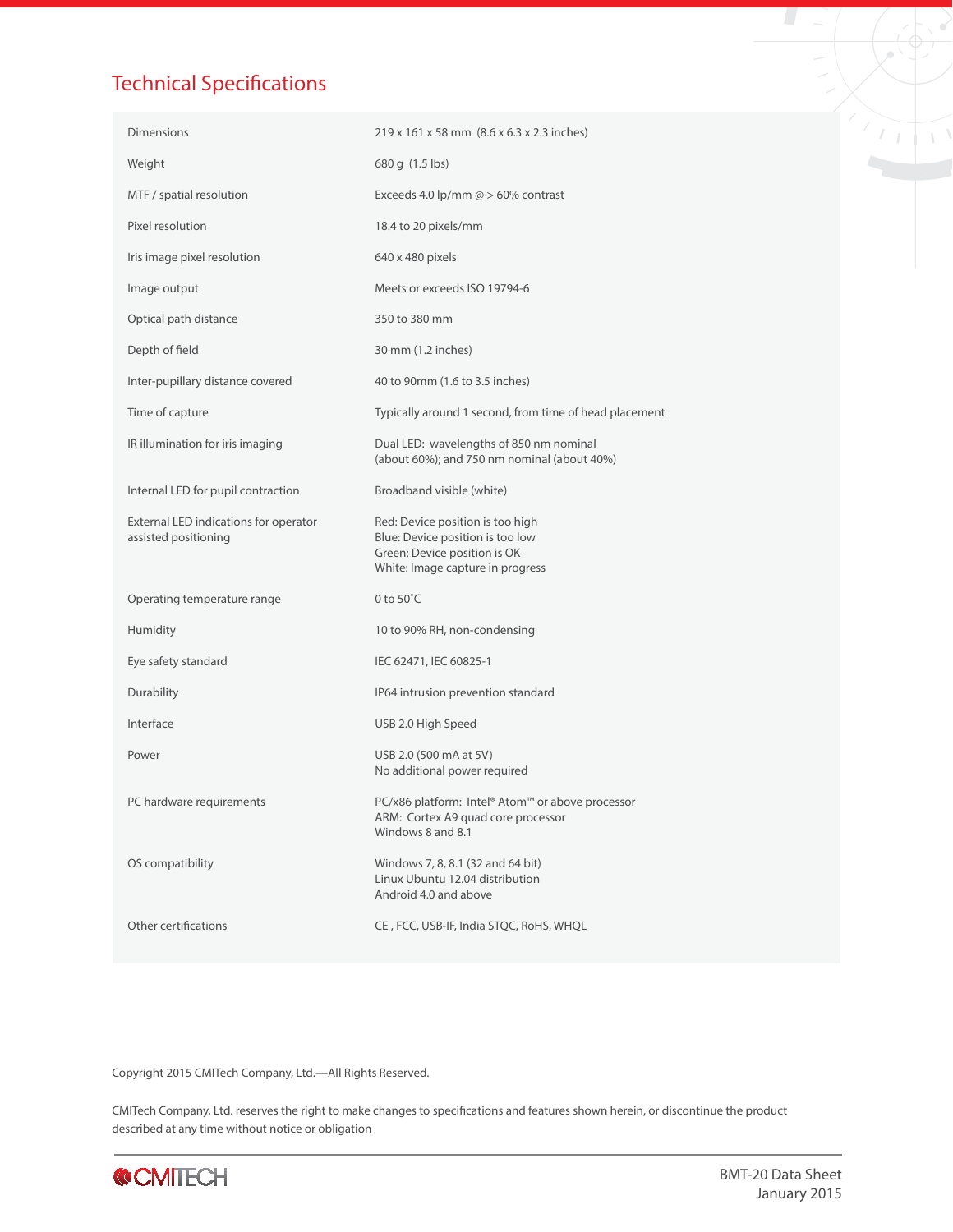## Technical Specifications

| | |
|---|---|
| Dimensions | 219 x 161 x 58 mm (8.6 x 6.3 x 2.3 inches) |
| Weight | 680 g (1.5 lbs) |
| MTF / spatial resolution | Exceeds 4.0 lp/mm @ > 60% contrast |
| Pixel resolution | 18.4 to 20 pixels/mm |
| Iris image pixel resolution | 640 x 480 pixels |
| Image output | Meets or exceeds ISO 19794-6 |
| Optical path distance | 350 to 380 mm |
| Depth of field | 30 mm (1.2 inches) |
| Inter-pupillary distance covered | 40 to 90mm (1.6 to 3.5 inches) |
| Time of capture | Typically around 1 second, from time of head placement |
| IR illumination for iris imaging | Dual LED: wavelengths of 850 nm nominal (about 60%); and 750 nm nominal (about 40%) |
| Internal LED for pupil contraction | Broadband visible (white) |
| External LED indications for operator assisted positioning | Red: Device position is too high<br>Blue: Device position is too low<br>Green: Device position is OK<br>White: Image capture in progress |
| Operating temperature range | 0 to 50˚C |
| Humidity | 10 to 90% RH, non-condensing |
| Eye safety standard | IEC 62471, IEC 60825-1 |
| Durability | IP64 intrusion prevention standard |
| Interface | USB 2.0 High Speed |
| Power | USB 2.0 (500 mA at 5V)<br>No additional power required |
| PC hardware requirements | PC/x86 platform: Intel® Atom™ or above processor<br>ARM: Cortex A9 quad core processor<br>Windows 8 and 8.1 |
| OS compatibility | Windows 7, 8, 8.1 (32 and 64 bit)<br>Linux Ubuntu 12.04 distribution<br>Android 4.0 and above |
| Other certifications | CE , FCC, USB-IF, India STQC, RoHS, WHQL |

Copyright 2015 CMITech Company, Ltd.—All Rights Reserved.

CMITech Company, Ltd. reserves the right to make changes to specifications and features shown herein, or discontinue the product described at any time without notice or obligation

CMITECH

BMT-20 Data Sheet
January 2015